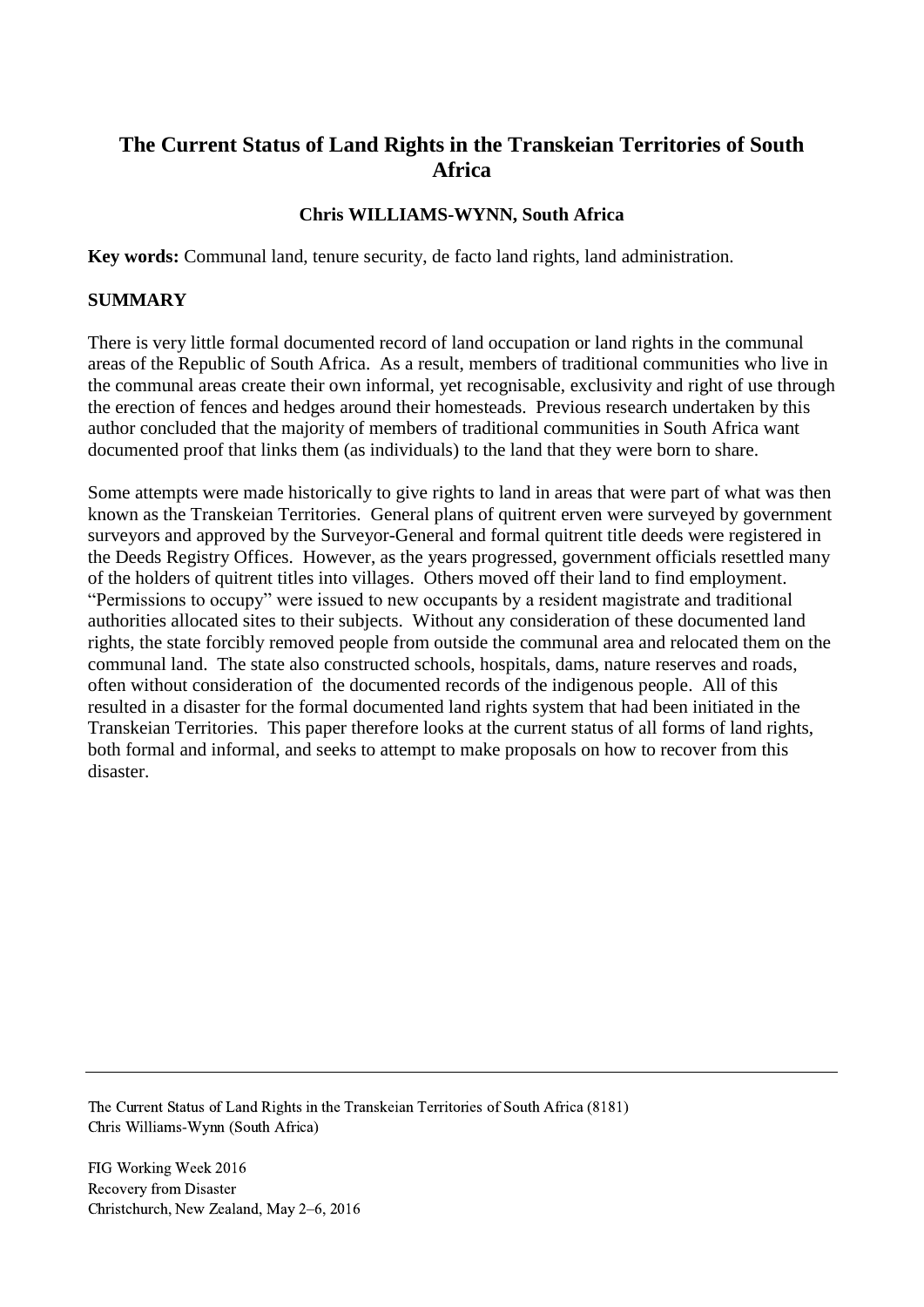# The Current Status of Land Rights in the Transkeian Territories of South Africa

**Chris WILLIAMS-WYNN, South Africa**

**Key words:** Communal land, tenure security, de facto land rights, land administration.

## SUMMARY

There is very little formal documented record of land occupation or land rights in the communal areas of the Republic of South Africa. As a result, members of traditional communities who live in the communal areas create their own informal, yet recognisable, exclusivity and right of use through the erection of fences and hedges around their homesteads. Previous research undertaken by this author concluded that the majority of members of traditional communities in South Africa want documented proof that links them (as individuals) to the land that they were born to share.

Some attempts were made historically to give rights to land in areas that were part of what was then known as the Transkeian Territories. General plans of quitrent erven were surveyed by government surveyors and approved by the Surveyor-General and formal quitrent title deeds were registered in the Deeds Registry Offices. However, as the years progressed, government officials resettled many of the holders of quitrent titles into villages. Others moved off their land to find employment. "Permissions to occupy" were issued to new occupants by a resident magistrate and traditional authorities allocated sites to their subjects. Without any consideration of these documented land rights, the state forcibly removed people from outside the communal area and relocated them on the communal land. The state also constructed schools, hospitals, dams, nature reserves and roads, often without consideration of the documented records of the indigenous people. All of this resulted in a disaster for the formal documented land rights system that had been initiated in the Transkeian Territories. This paper therefore looks at the current status of all forms of land rights, both formal and informal, and seeks to attempt to make proposals on how to recover from this disaster.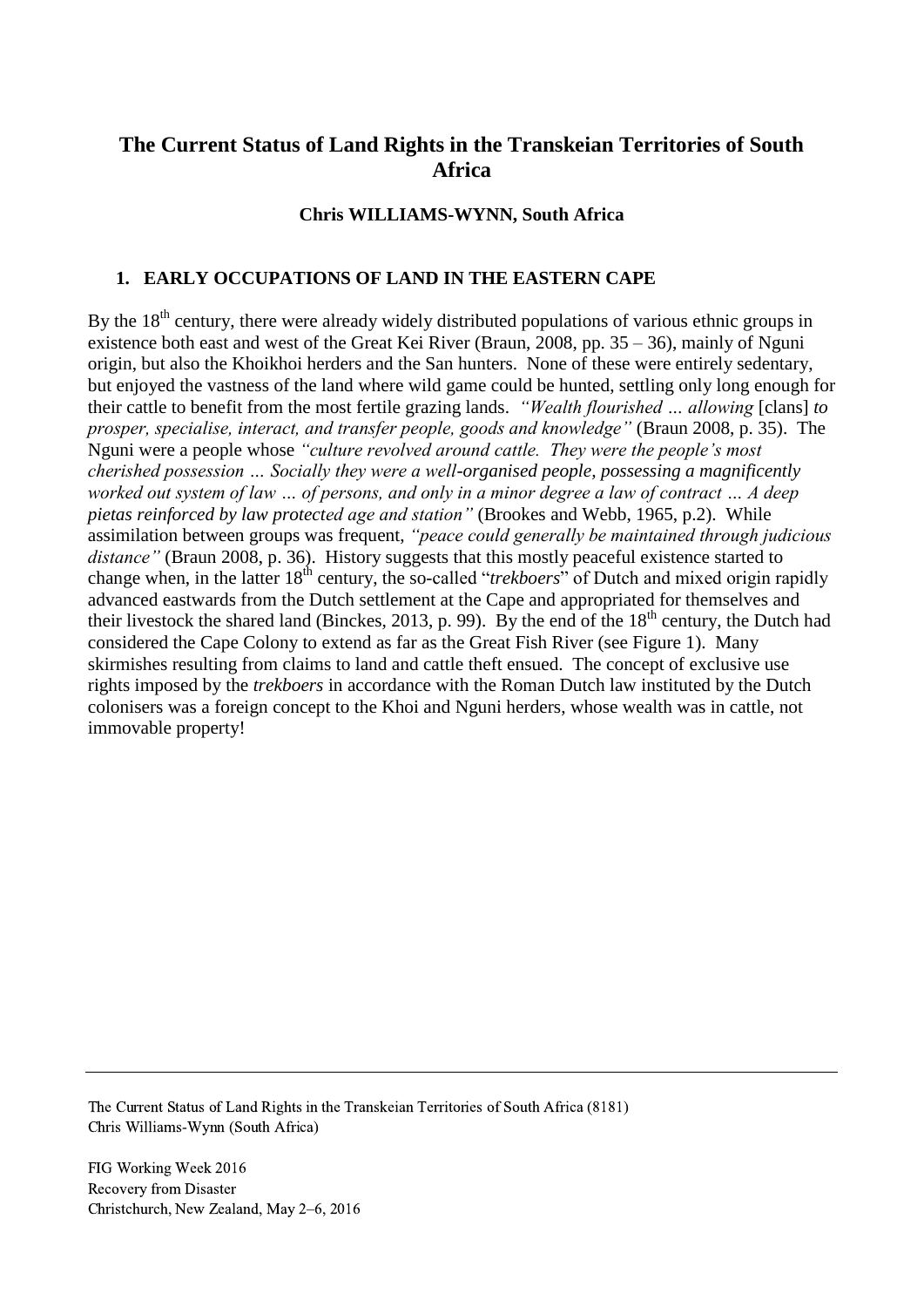# The Current Status of Land Rights in the Transkeian Territories of South Africa

**Chris WILLIAMS-WYNN, South Africa**

## 1. EARLY OCCUPATIONS OF LAND IN THE EASTERN CAPE

By the 18th century, there were already widely distributed populations of various ethnic groups in existence both east and west of the Great Kei River (Braun, 2008, pp. 35 – 36), mainly of Nguni origin, but also the Khoikhoi herders and the San hunters. None of these were entirely sedentary, but enjoyed the vastness of the land where wild game could be hunted, settling only long enough for their cattle to benefit from the most fertile grazing lands. *"Wealth flourished … allowing* [clans] *to prosper, specialise, interact, and transfer people, goods and knowledge"* (Braun 2008, p. 35). The Nguni were a people whose *"culture revolved around cattle. They were the people's most cherished possession … Socially they were a well-organised people, possessing a magnificently worked out system of law … of persons, and only in a minor degree a law of contract … A deep pietas reinforced by law protected age and station"* (Brookes and Webb, 1965, p.2). While assimilation between groups was frequent, *"peace could generally be maintained through judicious distance"* (Braun 2008, p. 36). History suggests that this mostly peaceful existence started to change when, in the latter 18th century, the so-called "*trekboers*" of Dutch and mixed origin rapidly advanced eastwards from the Dutch settlement at the Cape and appropriated for themselves and their livestock the shared land (Binckes, 2013, p. 99). By the end of the 18th century, the Dutch had considered the Cape Colony to extend as far as the Great Fish River (see Figure 1). Many skirmishes resulting from claims to land and cattle theft ensued. The concept of exclusive use rights imposed by the *trekboers* in accordance with the Roman Dutch law instituted by the Dutch colonisers was a foreign concept to the Khoi and Nguni herders, whose wealth was in cattle, not immovable property!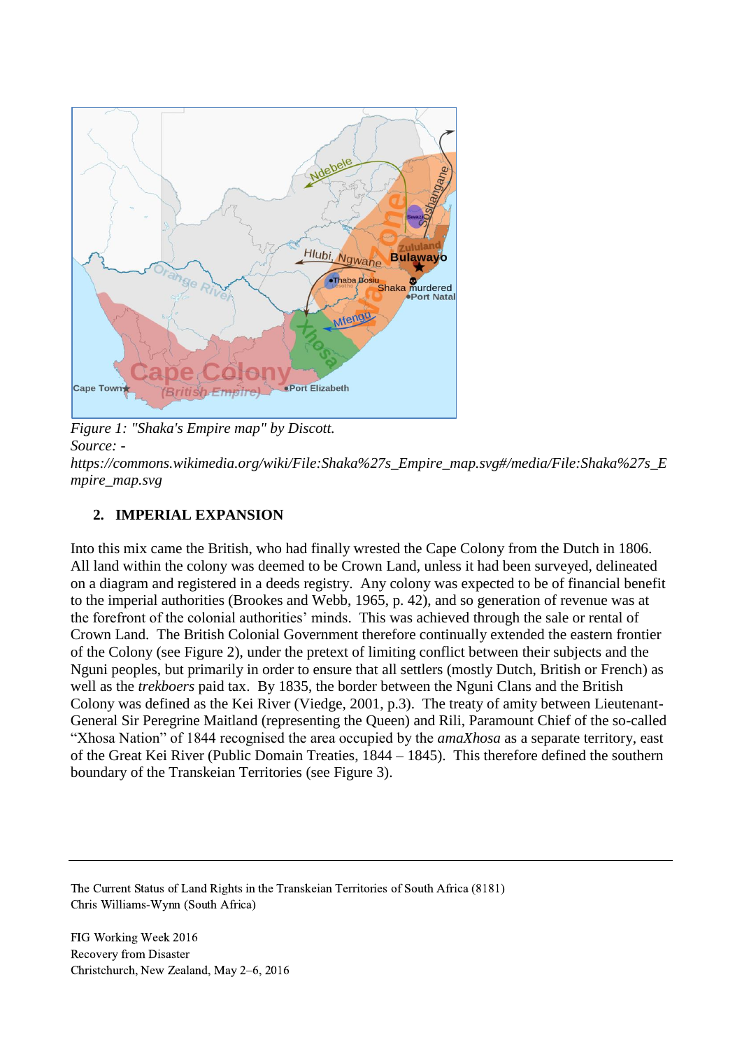*Figure 1: "Shaka's Empire map" by Discott.*
*Source: - https://commons.wikimedia.org/wiki/File:Shaka%27s_Empire_map.svg#/media/File:Shaka%27s_Empire_map.svg*

## 2. IMPERIAL EXPANSION

Into this mix came the British, who had finally wrested the Cape Colony from the Dutch in 1806. All land within the colony was deemed to be Crown Land, unless it had been surveyed, delineated on a diagram and registered in a deeds registry. Any colony was expected to be of financial benefit to the imperial authorities (Brookes and Webb, 1965, p. 42), and so generation of revenue was at the forefront of the colonial authorities' minds. This was achieved through the sale or rental of Crown Land. The British Colonial Government therefore continually extended the eastern frontier of the Colony (see Figure 2), under the pretext of limiting conflict between their subjects and the Nguni peoples, but primarily in order to ensure that all settlers (mostly Dutch, British or French) as well as the *trekboers* paid tax. By 1835, the border between the Nguni Clans and the British Colony was defined as the Kei River (Viedge, 2001, p.3). The treaty of amity between Lieutenant-General Sir Peregrine Maitland (representing the Queen) and Rili, Paramount Chief of the so-called "Xhosa Nation" of 1844 recognised the area occupied by the *amaXhosa* as a separate territory, east of the Great Kei River (Public Domain Treaties, 1844 – 1845). This therefore defined the southern boundary of the Transkeian Territories (see Figure 3).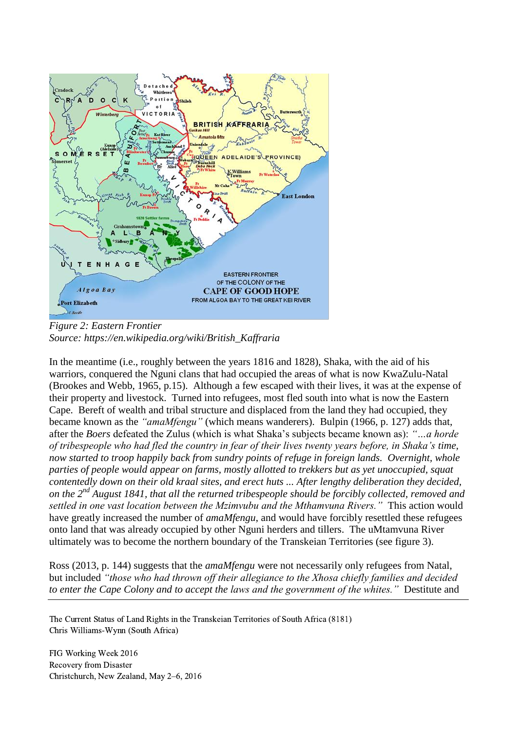*Figure 2: Eastern Frontier*
*Source: https://en.wikipedia.org/wiki/British_Kaffraria*

In the meantime (i.e., roughly between the years 1816 and 1828), Shaka, with the aid of his warriors, conquered the Nguni clans that had occupied the areas of what is now KwaZulu-Natal (Brookes and Webb, 1965, p.15). Although a few escaped with their lives, it was at the expense of their property and livestock. Turned into refugees, most fled south into what is now the Eastern Cape. Bereft of wealth and tribal structure and displaced from the land they had occupied, they became known as the *"amaMfengu"* (which means wanderers). Bulpin (1966, p. 127) adds that, after the *Boers* defeated the Zulus (which is what Shaka's subjects became known as): *"…a horde of tribespeople who had fled the country in fear of their lives twenty years before, in Shaka's time, now started to troop happily back from sundry points of refuge in foreign lands. Overnight, whole parties of people would appear on farms, mostly allotted to trekkers but as yet unoccupied, squat contentedly down on their old kraal sites, and erect huts ... After lengthy deliberation they decided, on the 2nd August 1841, that all the returned tribespeople should be forcibly collected, removed and settled in one vast location between the Mzimvubu and the Mthamvuna Rivers."* This action would have greatly increased the number of *amaMfengu*, and would have forcibly resettled these refugees onto land that was already occupied by other Nguni herders and tillers. The uMtamvuna River ultimately was to become the northern boundary of the Transkeian Territories (see figure 3).

Ross (2013, p. 144) suggests that the *amaMfengu* were not necessarily only refugees from Natal, but included *"those who had thrown off their allegiance to the Xhosa chiefly families and decided to enter the Cape Colony and to accept the laws and the government of the whites."* Destitute and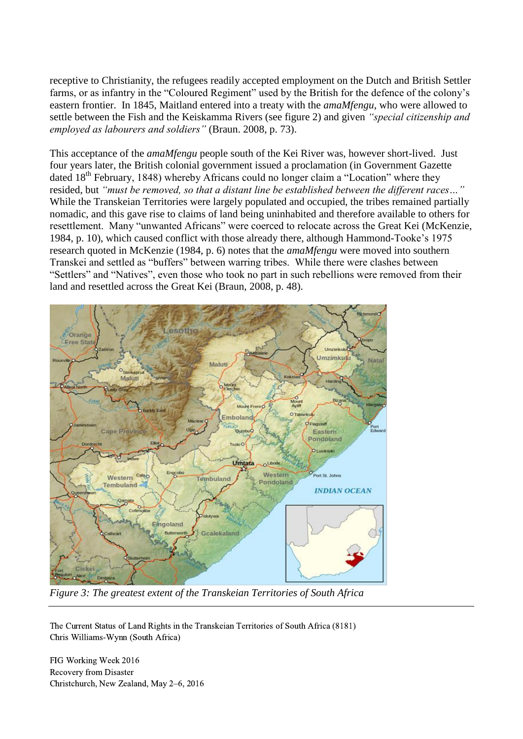receptive to Christianity, the refugees readily accepted employment on the Dutch and British Settler farms, or as infantry in the "Coloured Regiment" used by the British for the defence of the colony's eastern frontier. In 1845, Maitland entered into a treaty with the *amaMfengu*, who were allowed to settle between the Fish and the Keiskamma Rivers (see figure 2) and given *"special citizenship and employed as labourers and soldiers"* (Braun. 2008, p. 73).

This acceptance of the *amaMfengu* people south of the Kei River was, however short-lived. Just four years later, the British colonial government issued a proclamation (in Government Gazette dated 18th February, 1848) whereby Africans could no longer claim a "Location" where they resided, but *"must be removed, so that a distant line be established between the different races…"* While the Transkeian Territories were largely populated and occupied, the tribes remained partially nomadic, and this gave rise to claims of land being uninhabited and therefore available to others for resettlement. Many "unwanted Africans" were coerced to relocate across the Great Kei (McKenzie, 1984, p. 10), which caused conflict with those already there, although Hammond-Tooke's 1975 research quoted in McKenzie (1984, p. 6) notes that the *amaMfengu* were moved into southern Transkei and settled as "buffers" between warring tribes. While there were clashes between "Settlers" and "Natives", even those who took no part in such rebellions were removed from their land and resettled across the Great Kei (Braun, 2008, p. 48).

*Figure 3: The greatest extent of the Transkeian Territories of South Africa*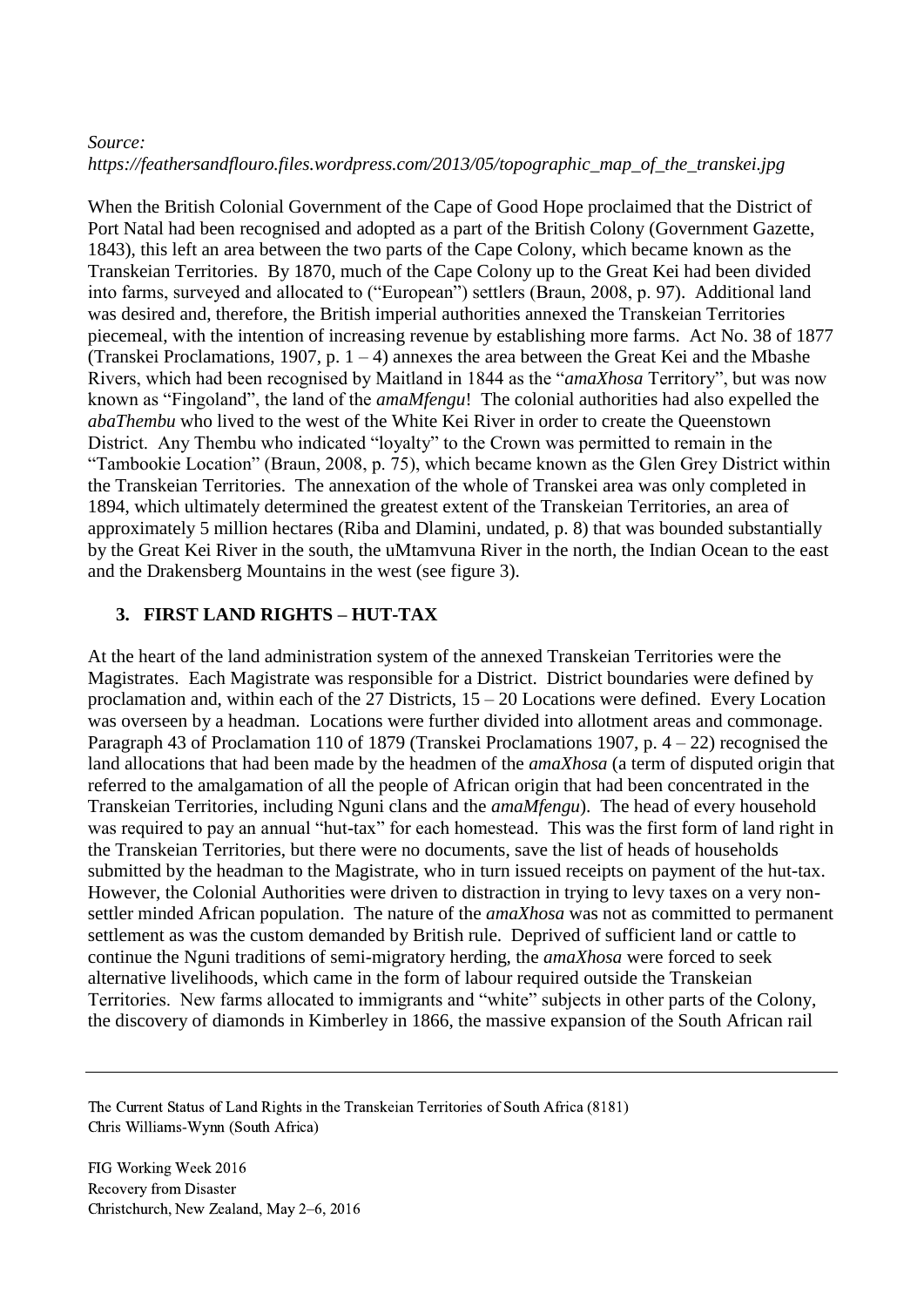*Source: https://feathersandflouro.files.wordpress.com/2013/05/topographic_map_of_the_transkei.jpg*

When the British Colonial Government of the Cape of Good Hope proclaimed that the District of Port Natal had been recognised and adopted as a part of the British Colony (Government Gazette, 1843), this left an area between the two parts of the Cape Colony, which became known as the Transkeian Territories. By 1870, much of the Cape Colony up to the Great Kei had been divided into farms, surveyed and allocated to ("European") settlers (Braun, 2008, p. 97). Additional land was desired and, therefore, the British imperial authorities annexed the Transkeian Territories piecemeal, with the intention of increasing revenue by establishing more farms. Act No. 38 of 1877 (Transkei Proclamations, 1907, p. 1 – 4) annexes the area between the Great Kei and the Mbashe Rivers, which had been recognised by Maitland in 1844 as the "*amaXhosa* Territory", but was now known as "Fingoland", the land of the *amaMfengu*! The colonial authorities had also expelled the *abaThembu* who lived to the west of the White Kei River in order to create the Queenstown District. Any Thembu who indicated "loyalty" to the Crown was permitted to remain in the "Tambookie Location" (Braun, 2008, p. 75), which became known as the Glen Grey District within the Transkeian Territories. The annexation of the whole of Transkei area was only completed in 1894, which ultimately determined the greatest extent of the Transkeian Territories, an area of approximately 5 million hectares (Riba and Dlamini, undated, p. 8) that was bounded substantially by the Great Kei River in the south, the uMtamvuna River in the north, the Indian Ocean to the east and the Drakensberg Mountains in the west (see figure 3).

## 3. FIRST LAND RIGHTS – HUT-TAX

At the heart of the land administration system of the annexed Transkeian Territories were the Magistrates. Each Magistrate was responsible for a District. District boundaries were defined by proclamation and, within each of the 27 Districts, 15 – 20 Locations were defined. Every Location was overseen by a headman. Locations were further divided into allotment areas and commonage. Paragraph 43 of Proclamation 110 of 1879 (Transkei Proclamations 1907, p. 4 – 22) recognised the land allocations that had been made by the headmen of the *amaXhosa* (a term of disputed origin that referred to the amalgamation of all the people of African origin that had been concentrated in the Transkeian Territories, including Nguni clans and the *amaMfengu*). The head of every household was required to pay an annual "hut-tax" for each homestead. This was the first form of land right in the Transkeian Territories, but there were no documents, save the list of heads of households submitted by the headman to the Magistrate, who in turn issued receipts on payment of the hut-tax. However, the Colonial Authorities were driven to distraction in trying to levy taxes on a very non-settler minded African population. The nature of the *amaXhosa* was not as committed to permanent settlement as was the custom demanded by British rule. Deprived of sufficient land or cattle to continue the Nguni traditions of semi-migratory herding, the *amaXhosa* were forced to seek alternative livelihoods, which came in the form of labour required outside the Transkeian Territories. New farms allocated to immigrants and "white" subjects in other parts of the Colony, the discovery of diamonds in Kimberley in 1866, the massive expansion of the South African rail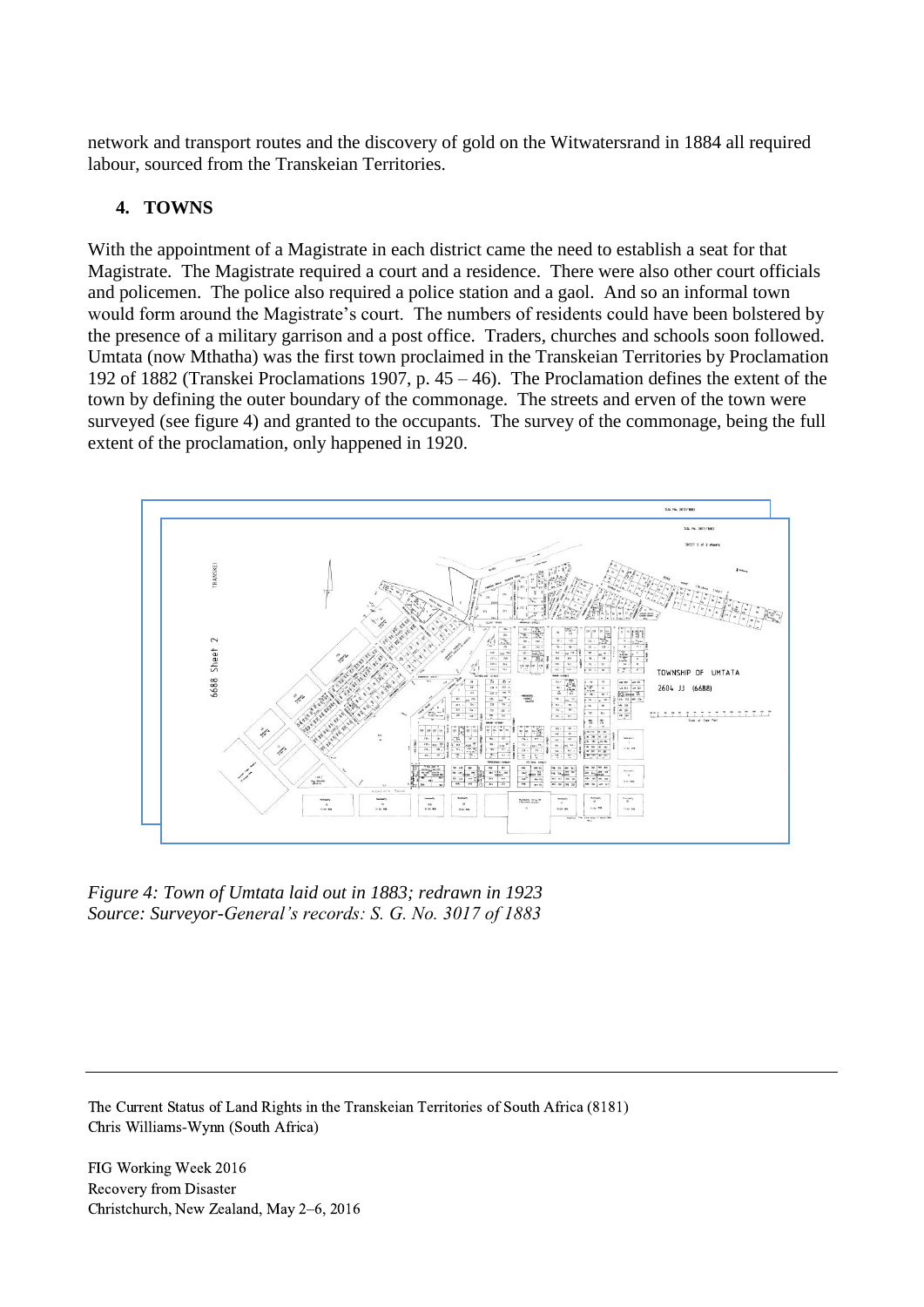network and transport routes and the discovery of gold on the Witwatersrand in 1884 all required labour, sourced from the Transkeian Territories.

## 4. TOWNS

With the appointment of a Magistrate in each district came the need to establish a seat for that Magistrate. The Magistrate required a court and a residence. There were also other court officials and policemen. The police also required a police station and a gaol. And so an informal town would form around the Magistrate's court. The numbers of residents could have been bolstered by the presence of a military garrison and a post office. Traders, churches and schools soon followed. Umtata (now Mthatha) was the first town proclaimed in the Transkeian Territories by Proclamation 192 of 1882 (Transkei Proclamations 1907, p. 45 – 46). The Proclamation defines the extent of the town by defining the outer boundary of the commonage. The streets and erven of the town were surveyed (see figure 4) and granted to the occupants. The survey of the commonage, being the full extent of the proclamation, only happened in 1920.

*Figure 4: Town of Umtata laid out in 1883; redrawn in 1923*
*Source: Surveyor-General's records: S. G. No. 3017 of 1883*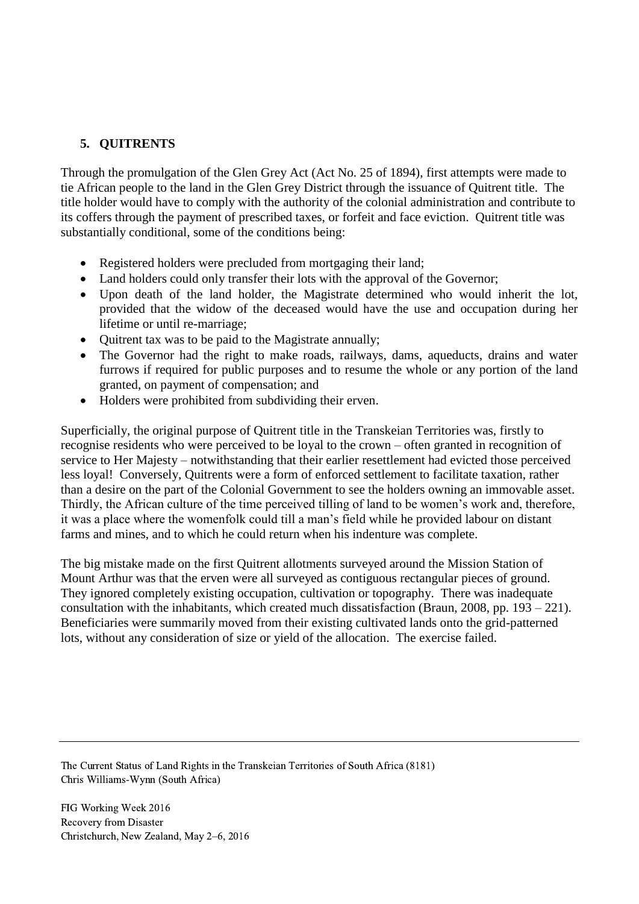## 5. QUITRENTS

Through the promulgation of the Glen Grey Act (Act No. 25 of 1894), first attempts were made to tie African people to the land in the Glen Grey District through the issuance of Quitrent title. The title holder would have to comply with the authority of the colonial administration and contribute to its coffers through the payment of prescribed taxes, or forfeit and face eviction. Quitrent title was substantially conditional, some of the conditions being:

- Registered holders were precluded from mortgaging their land;
- Land holders could only transfer their lots with the approval of the Governor;
- Upon death of the land holder, the Magistrate determined who would inherit the lot, provided that the widow of the deceased would have the use and occupation during her lifetime or until re-marriage;
- Quitrent tax was to be paid to the Magistrate annually;
- The Governor had the right to make roads, railways, dams, aqueducts, drains and water furrows if required for public purposes and to resume the whole or any portion of the land granted, on payment of compensation; and
- Holders were prohibited from subdividing their erven.

Superficially, the original purpose of Quitrent title in the Transkeian Territories was, firstly to recognise residents who were perceived to be loyal to the crown – often granted in recognition of service to Her Majesty – notwithstanding that their earlier resettlement had evicted those perceived less loyal! Conversely, Quitrents were a form of enforced settlement to facilitate taxation, rather than a desire on the part of the Colonial Government to see the holders owning an immovable asset. Thirdly, the African culture of the time perceived tilling of land to be women's work and, therefore, it was a place where the womenfolk could till a man's field while he provided labour on distant farms and mines, and to which he could return when his indenture was complete.

The big mistake made on the first Quitrent allotments surveyed around the Mission Station of Mount Arthur was that the erven were all surveyed as contiguous rectangular pieces of ground. They ignored completely existing occupation, cultivation or topography. There was inadequate consultation with the inhabitants, which created much dissatisfaction (Braun, 2008, pp. 193 – 221). Beneficiaries were summarily moved from their existing cultivated lands onto the grid-patterned lots, without any consideration of size or yield of the allocation. The exercise failed.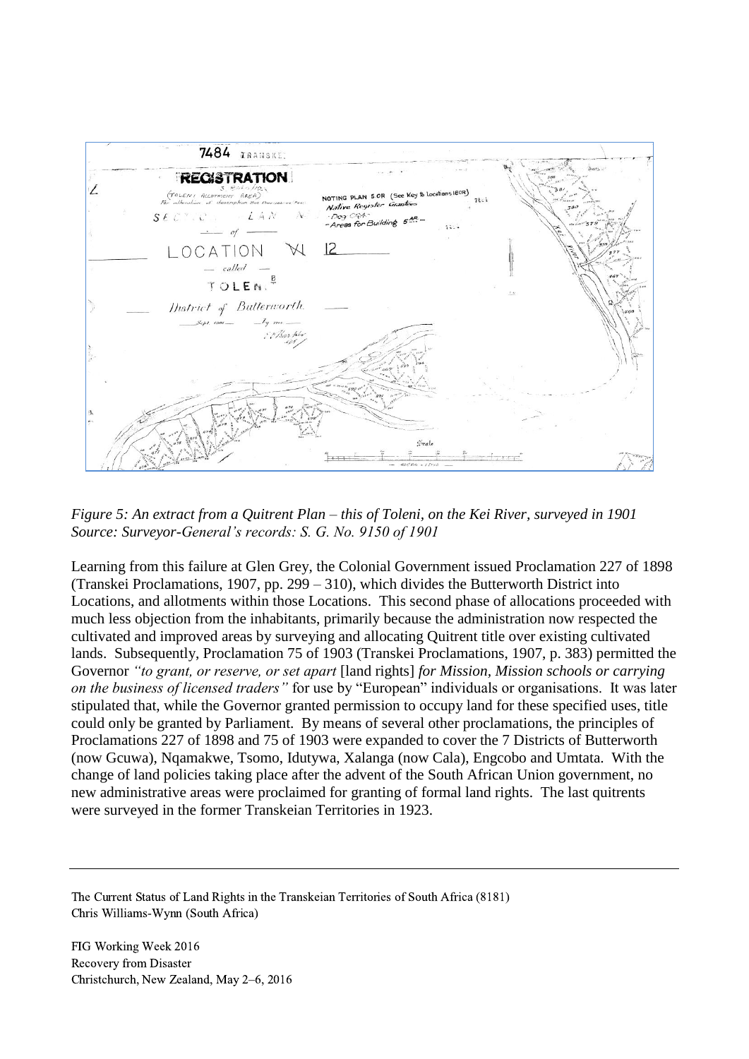*Figure 5: An extract from a Quitrent Plan – this of Toleni, on the Kei River, surveyed in 1901*
*Source: Surveyor-General's records: S. G. No. 9150 of 1901*

Learning from this failure at Glen Grey, the Colonial Government issued Proclamation 227 of 1898 (Transkei Proclamations, 1907, pp. 299 – 310), which divides the Butterworth District into Locations, and allotments within those Locations. This second phase of allocations proceeded with much less objection from the inhabitants, primarily because the administration now respected the cultivated and improved areas by surveying and allocating Quitrent title over existing cultivated lands. Subsequently, Proclamation 75 of 1903 (Transkei Proclamations, 1907, p. 383) permitted the Governor *"to grant, or reserve, or set apart* [land rights] *for Mission, Mission schools or carrying on the business of licensed traders"* for use by "European" individuals or organisations. It was later stipulated that, while the Governor granted permission to occupy land for these specified uses, title could only be granted by Parliament. By means of several other proclamations, the principles of Proclamations 227 of 1898 and 75 of 1903 were expanded to cover the 7 Districts of Butterworth (now Gcuwa), Nqamakwe, Tsomo, Idutywa, Xalanga (now Cala), Engcobo and Umtata. With the change of land policies taking place after the advent of the South African Union government, no new administrative areas were proclaimed for granting of formal land rights. The last quitrents were surveyed in the former Transkeian Territories in 1923.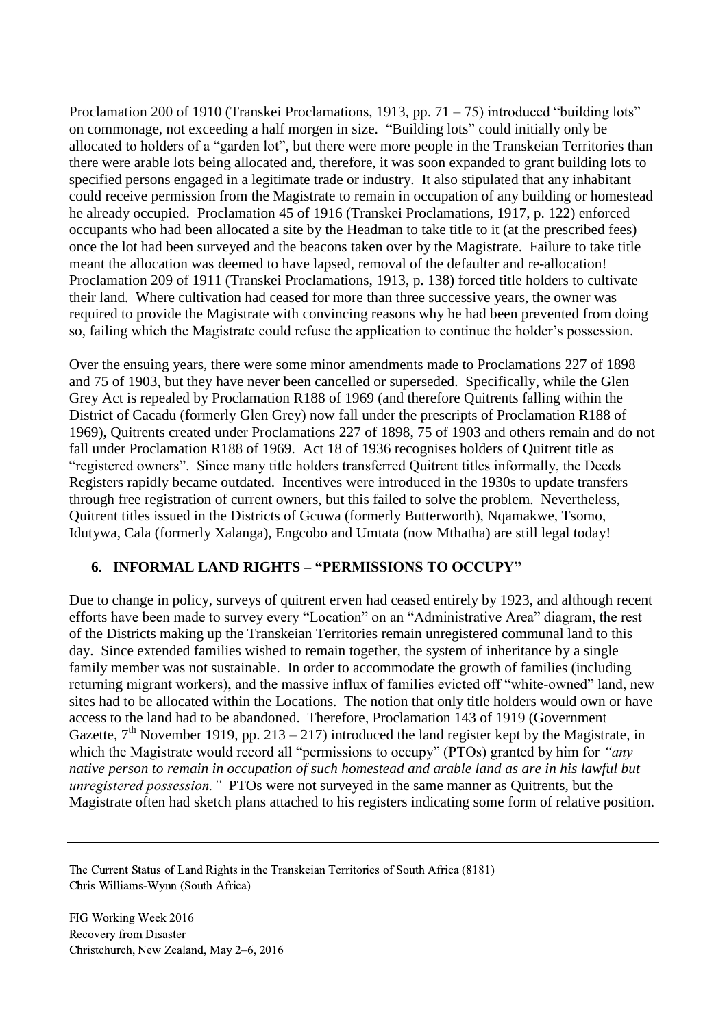Proclamation 200 of 1910 (Transkei Proclamations, 1913, pp. 71 – 75) introduced "building lots" on commonage, not exceeding a half morgen in size. "Building lots" could initially only be allocated to holders of a "garden lot", but there were more people in the Transkeian Territories than there were arable lots being allocated and, therefore, it was soon expanded to grant building lots to specified persons engaged in a legitimate trade or industry. It also stipulated that any inhabitant could receive permission from the Magistrate to remain in occupation of any building or homestead he already occupied. Proclamation 45 of 1916 (Transkei Proclamations, 1917, p. 122) enforced occupants who had been allocated a site by the Headman to take title to it (at the prescribed fees) once the lot had been surveyed and the beacons taken over by the Magistrate. Failure to take title meant the allocation was deemed to have lapsed, removal of the defaulter and re-allocation! Proclamation 209 of 1911 (Transkei Proclamations, 1913, p. 138) forced title holders to cultivate their land. Where cultivation had ceased for more than three successive years, the owner was required to provide the Magistrate with convincing reasons why he had been prevented from doing so, failing which the Magistrate could refuse the application to continue the holder's possession.

Over the ensuing years, there were some minor amendments made to Proclamations 227 of 1898 and 75 of 1903, but they have never been cancelled or superseded. Specifically, while the Glen Grey Act is repealed by Proclamation R188 of 1969 (and therefore Quitrents falling within the District of Cacadu (formerly Glen Grey) now fall under the prescripts of Proclamation R188 of 1969), Quitrents created under Proclamations 227 of 1898, 75 of 1903 and others remain and do not fall under Proclamation R188 of 1969. Act 18 of 1936 recognises holders of Quitrent title as "registered owners". Since many title holders transferred Quitrent titles informally, the Deeds Registers rapidly became outdated. Incentives were introduced in the 1930s to update transfers through free registration of current owners, but this failed to solve the problem. Nevertheless, Quitrent titles issued in the Districts of Gcuwa (formerly Butterworth), Nqamakwe, Tsomo, Idutywa, Cala (formerly Xalanga), Engcobo and Umtata (now Mthatha) are still legal today!

## 6. INFORMAL LAND RIGHTS – "PERMISSIONS TO OCCUPY"

Due to change in policy, surveys of quitrent erven had ceased entirely by 1923, and although recent efforts have been made to survey every "Location" on an "Administrative Area" diagram, the rest of the Districts making up the Transkeian Territories remain unregistered communal land to this day. Since extended families wished to remain together, the system of inheritance by a single family member was not sustainable. In order to accommodate the growth of families (including returning migrant workers), and the massive influx of families evicted off "white-owned" land, new sites had to be allocated within the Locations. The notion that only title holders would own or have access to the land had to be abandoned. Therefore, Proclamation 143 of 1919 (Government Gazette, 7th November 1919, pp. 213 – 217) introduced the land register kept by the Magistrate, in which the Magistrate would record all "permissions to occupy" (PTOs) granted by him for *"any native person to remain in occupation of such homestead and arable land as are in his lawful but unregistered possession."* PTOs were not surveyed in the same manner as Quitrents, but the Magistrate often had sketch plans attached to his registers indicating some form of relative position.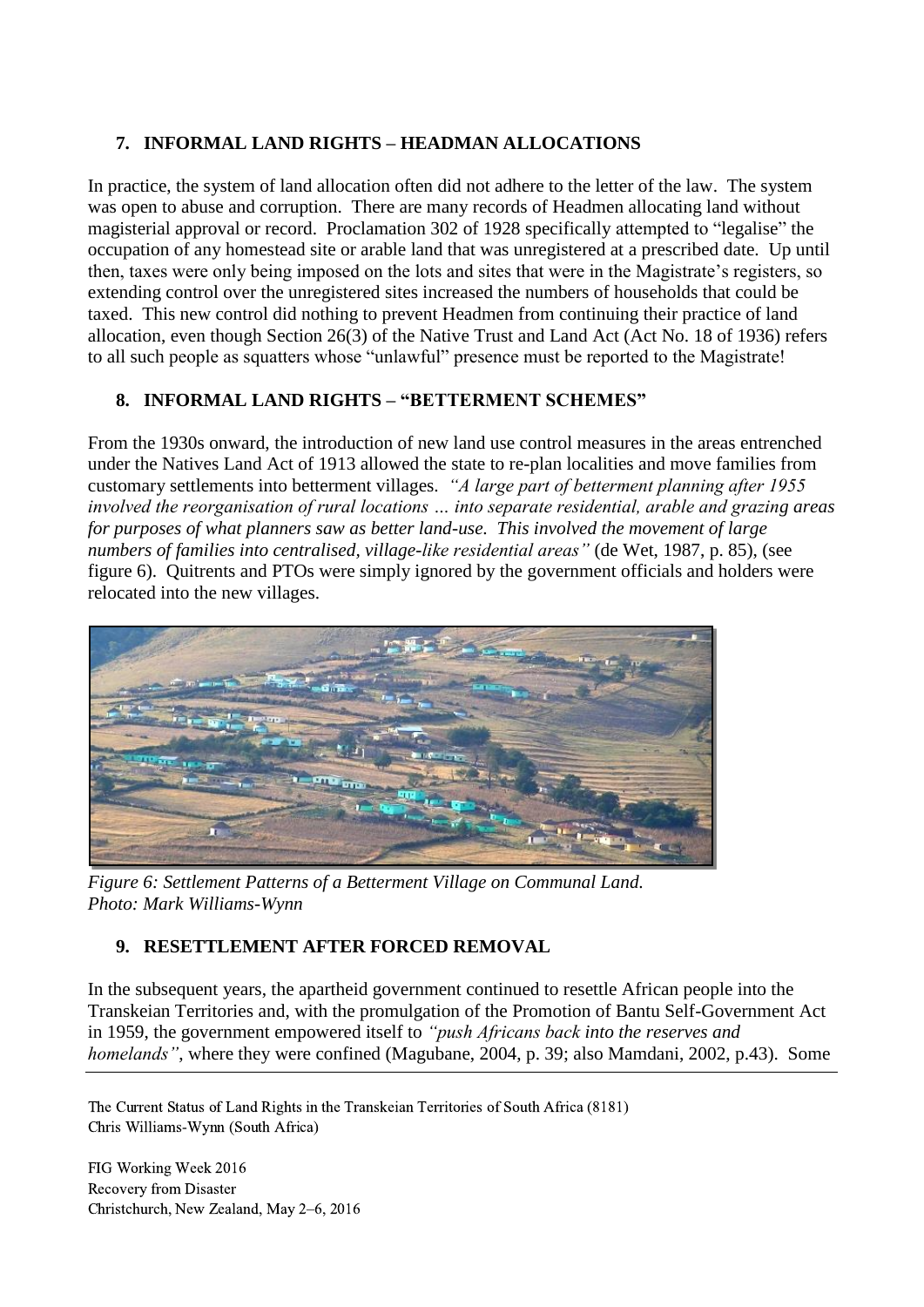## 7. INFORMAL LAND RIGHTS – HEADMAN ALLOCATIONS

In practice, the system of land allocation often did not adhere to the letter of the law. The system was open to abuse and corruption. There are many records of Headmen allocating land without magisterial approval or record. Proclamation 302 of 1928 specifically attempted to "legalise" the occupation of any homestead site or arable land that was unregistered at a prescribed date. Up until then, taxes were only being imposed on the lots and sites that were in the Magistrate's registers, so extending control over the unregistered sites increased the numbers of households that could be taxed. This new control did nothing to prevent Headmen from continuing their practice of land allocation, even though Section 26(3) of the Native Trust and Land Act (Act No. 18 of 1936) refers to all such people as squatters whose "unlawful" presence must be reported to the Magistrate!

## 8. INFORMAL LAND RIGHTS – "BETTERMENT SCHEMES"

From the 1930s onward, the introduction of new land use control measures in the areas entrenched under the Natives Land Act of 1913 allowed the state to re-plan localities and move families from customary settlements into betterment villages. *"A large part of betterment planning after 1955 involved the reorganisation of rural locations … into separate residential, arable and grazing areas for purposes of what planners saw as better land-use. This involved the movement of large numbers of families into centralised, village-like residential areas"* (de Wet, 1987, p. 85), (see figure 6). Quitrents and PTOs were simply ignored by the government officials and holders were relocated into the new villages.

*Figure 6: Settlement Patterns of a Betterment Village on Communal Land. Photo: Mark Williams-Wynn*

## 9. RESETTLEMENT AFTER FORCED REMOVAL

In the subsequent years, the apartheid government continued to resettle African people into the Transkeian Territories and, with the promulgation of the Promotion of Bantu Self-Government Act in 1959, the government empowered itself to *"push Africans back into the reserves and homelands"*, where they were confined (Magubane, 2004, p. 39; also Mamdani, 2002, p.43). Some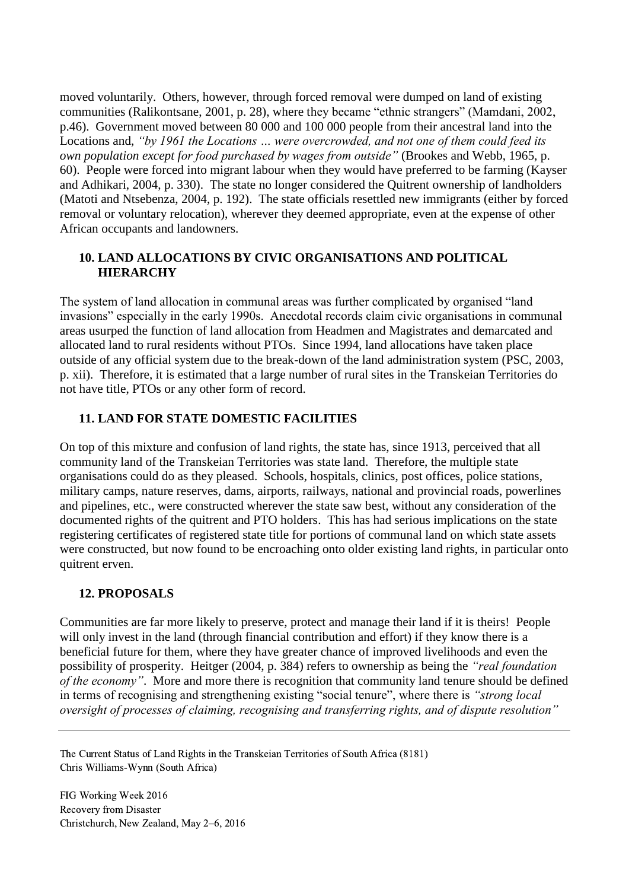moved voluntarily. Others, however, through forced removal were dumped on land of existing communities (Ralikontsane, 2001, p. 28), where they became "ethnic strangers" (Mamdani, 2002, p.46). Government moved between 80 000 and 100 000 people from their ancestral land into the Locations and, *"by 1961 the Locations … were overcrowded, and not one of them could feed its own population except for food purchased by wages from outside"* (Brookes and Webb, 1965, p. 60). People were forced into migrant labour when they would have preferred to be farming (Kayser and Adhikari, 2004, p. 330). The state no longer considered the Quitrent ownership of landholders (Matoti and Ntsebenza, 2004, p. 192). The state officials resettled new immigrants (either by forced removal or voluntary relocation), wherever they deemed appropriate, even at the expense of other African occupants and landowners.

## 10. LAND ALLOCATIONS BY CIVIC ORGANISATIONS AND POLITICAL HIERARCHY

The system of land allocation in communal areas was further complicated by organised "land invasions" especially in the early 1990s. Anecdotal records claim civic organisations in communal areas usurped the function of land allocation from Headmen and Magistrates and demarcated and allocated land to rural residents without PTOs. Since 1994, land allocations have taken place outside of any official system due to the break-down of the land administration system (PSC, 2003, p. xii). Therefore, it is estimated that a large number of rural sites in the Transkeian Territories do not have title, PTOs or any other form of record.

## 11. LAND FOR STATE DOMESTIC FACILITIES

On top of this mixture and confusion of land rights, the state has, since 1913, perceived that all community land of the Transkeian Territories was state land. Therefore, the multiple state organisations could do as they pleased. Schools, hospitals, clinics, post offices, police stations, military camps, nature reserves, dams, airports, railways, national and provincial roads, powerlines and pipelines, etc., were constructed wherever the state saw best, without any consideration of the documented rights of the quitrent and PTO holders. This has had serious implications on the state registering certificates of registered state title for portions of communal land on which state assets were constructed, but now found to be encroaching onto older existing land rights, in particular onto quitrent erven.

## 12. PROPOSALS

Communities are far more likely to preserve, protect and manage their land if it is theirs! People will only invest in the land (through financial contribution and effort) if they know there is a beneficial future for them, where they have greater chance of improved livelihoods and even the possibility of prosperity. Heitger (2004, p. 384) refers to ownership as being the *"real foundation of the economy"*. More and more there is recognition that community land tenure should be defined in terms of recognising and strengthening existing "social tenure", where there is *"strong local oversight of processes of claiming, recognising and transferring rights, and of dispute resolution"*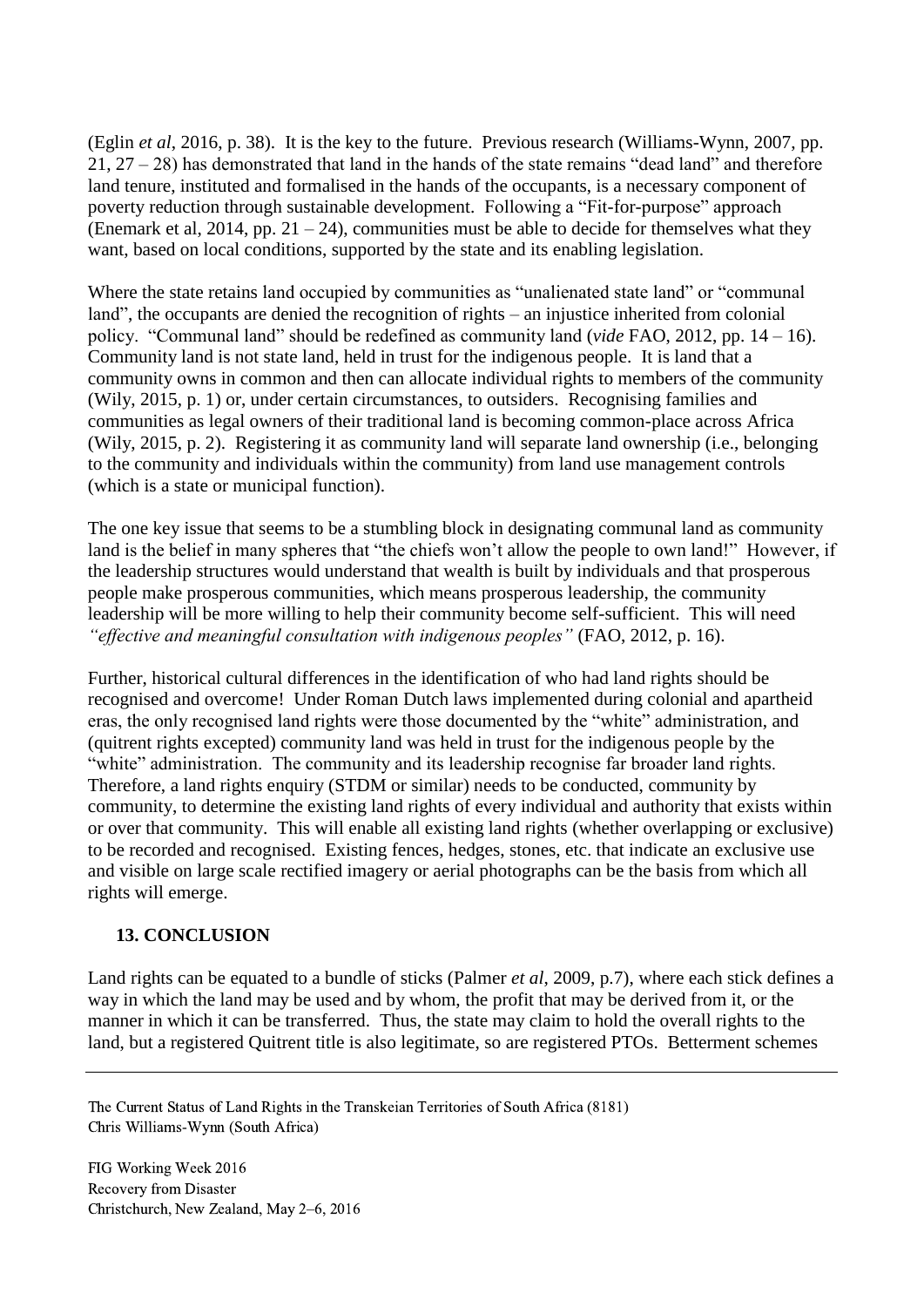(Eglin *et al*, 2016, p. 38). It is the key to the future. Previous research (Williams-Wynn, 2007, pp. 21, 27 – 28) has demonstrated that land in the hands of the state remains "dead land" and therefore land tenure, instituted and formalised in the hands of the occupants, is a necessary component of poverty reduction through sustainable development. Following a "Fit-for-purpose" approach (Enemark et al, 2014, pp. 21 – 24), communities must be able to decide for themselves what they want, based on local conditions, supported by the state and its enabling legislation.

Where the state retains land occupied by communities as "unalienated state land" or "communal land", the occupants are denied the recognition of rights – an injustice inherited from colonial policy. "Communal land" should be redefined as community land (*vide* FAO, 2012, pp. 14 – 16). Community land is not state land, held in trust for the indigenous people. It is land that a community owns in common and then can allocate individual rights to members of the community (Wily, 2015, p. 1) or, under certain circumstances, to outsiders. Recognising families and communities as legal owners of their traditional land is becoming common-place across Africa (Wily, 2015, p. 2). Registering it as community land will separate land ownership (i.e., belonging to the community and individuals within the community) from land use management controls (which is a state or municipal function).

The one key issue that seems to be a stumbling block in designating communal land as community land is the belief in many spheres that "the chiefs won't allow the people to own land!" However, if the leadership structures would understand that wealth is built by individuals and that prosperous people make prosperous communities, which means prosperous leadership, the community leadership will be more willing to help their community become self-sufficient. This will need *"effective and meaningful consultation with indigenous peoples"* (FAO, 2012, p. 16).

Further, historical cultural differences in the identification of who had land rights should be recognised and overcome! Under Roman Dutch laws implemented during colonial and apartheid eras, the only recognised land rights were those documented by the "white" administration, and (quitrent rights excepted) community land was held in trust for the indigenous people by the "white" administration. The community and its leadership recognise far broader land rights. Therefore, a land rights enquiry (STDM or similar) needs to be conducted, community by community, to determine the existing land rights of every individual and authority that exists within or over that community. This will enable all existing land rights (whether overlapping or exclusive) to be recorded and recognised. Existing fences, hedges, stones, etc. that indicate an exclusive use and visible on large scale rectified imagery or aerial photographs can be the basis from which all rights will emerge.

## 13. CONCLUSION

Land rights can be equated to a bundle of sticks (Palmer *et al*, 2009, p.7), where each stick defines a way in which the land may be used and by whom, the profit that may be derived from it, or the manner in which it can be transferred. Thus, the state may claim to hold the overall rights to the land, but a registered Quitrent title is also legitimate, so are registered PTOs. Betterment schemes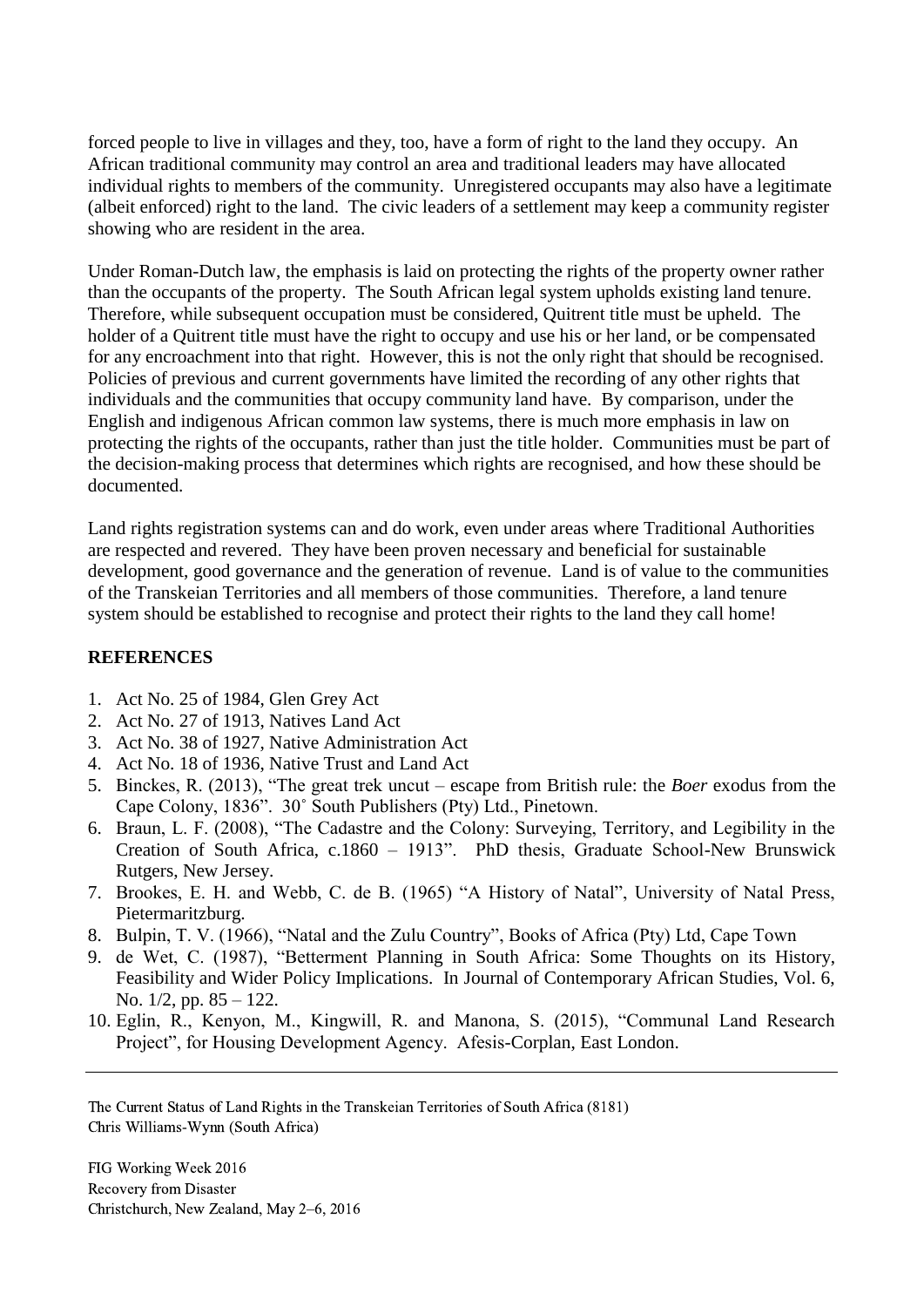forced people to live in villages and they, too, have a form of right to the land they occupy. An African traditional community may control an area and traditional leaders may have allocated individual rights to members of the community. Unregistered occupants may also have a legitimate (albeit enforced) right to the land. The civic leaders of a settlement may keep a community register showing who are resident in the area.

Under Roman-Dutch law, the emphasis is laid on protecting the rights of the property owner rather than the occupants of the property. The South African legal system upholds existing land tenure. Therefore, while subsequent occupation must be considered, Quitrent title must be upheld. The holder of a Quitrent title must have the right to occupy and use his or her land, or be compensated for any encroachment into that right. However, this is not the only right that should be recognised. Policies of previous and current governments have limited the recording of any other rights that individuals and the communities that occupy community land have. By comparison, under the English and indigenous African common law systems, there is much more emphasis in law on protecting the rights of the occupants, rather than just the title holder. Communities must be part of the decision-making process that determines which rights are recognised, and how these should be documented.

Land rights registration systems can and do work, even under areas where Traditional Authorities are respected and revered. They have been proven necessary and beneficial for sustainable development, good governance and the generation of revenue. Land is of value to the communities of the Transkeian Territories and all members of those communities. Therefore, a land tenure system should be established to recognise and protect their rights to the land they call home!

## REFERENCES

1. Act No. 25 of 1984, Glen Grey Act
2. Act No. 27 of 1913, Natives Land Act
3. Act No. 38 of 1927, Native Administration Act
4. Act No. 18 of 1936, Native Trust and Land Act
5. Binckes, R. (2013), "The great trek uncut – escape from British rule: the *Boer* exodus from the Cape Colony, 1836". 30˚ South Publishers (Pty) Ltd., Pinetown.
6. Braun, L. F. (2008), "The Cadastre and the Colony: Surveying, Territory, and Legibility in the Creation of South Africa, c.1860 – 1913". PhD thesis, Graduate School-New Brunswick Rutgers, New Jersey.
7. Brookes, E. H. and Webb, C. de B. (1965) "A History of Natal", University of Natal Press, Pietermaritzburg.
8. Bulpin, T. V. (1966), "Natal and the Zulu Country", Books of Africa (Pty) Ltd, Cape Town
9. de Wet, C. (1987), "Betterment Planning in South Africa: Some Thoughts on its History, Feasibility and Wider Policy Implications. In Journal of Contemporary African Studies, Vol. 6, No. 1/2, pp. 85 – 122.
10. Eglin, R., Kenyon, M., Kingwill, R. and Manona, S. (2015), "Communal Land Research Project", for Housing Development Agency. Afesis-Corplan, East London.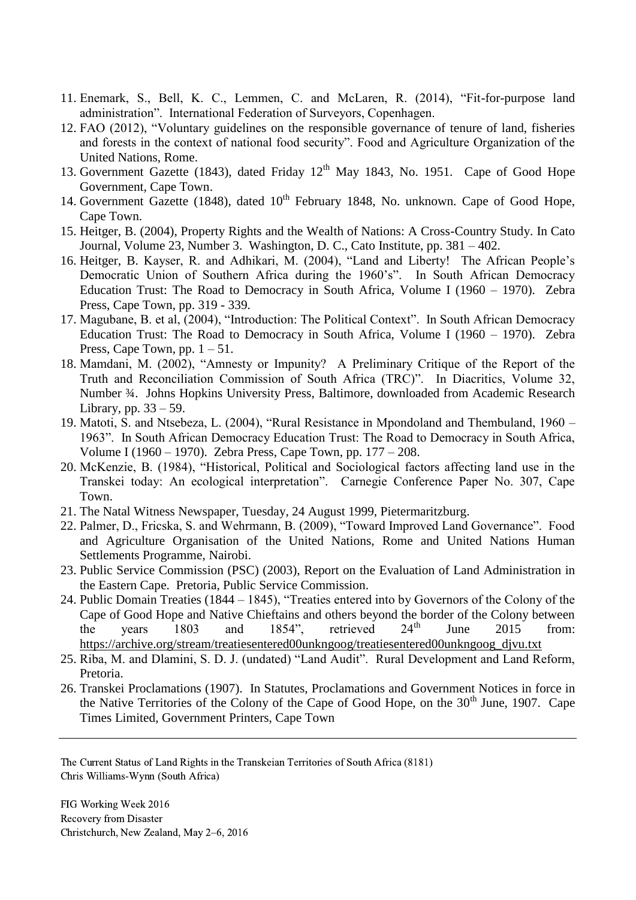11. Enemark, S., Bell, K. C., Lemmen, C. and McLaren, R. (2014), "Fit-for-purpose land administration". International Federation of Surveyors, Copenhagen.
12. FAO (2012), "Voluntary guidelines on the responsible governance of tenure of land, fisheries and forests in the context of national food security". Food and Agriculture Organization of the United Nations, Rome.
13. Government Gazette (1843), dated Friday 12th May 1843, No. 1951. Cape of Good Hope Government, Cape Town.
14. Government Gazette (1848), dated 10th February 1848, No. unknown. Cape of Good Hope, Cape Town.
15. Heitger, B. (2004), Property Rights and the Wealth of Nations: A Cross-Country Study. In Cato Journal, Volume 23, Number 3. Washington, D. C., Cato Institute, pp. 381 – 402.
16. Heitger, B. Kayser, R. and Adhikari, M. (2004), "Land and Liberty! The African People's Democratic Union of Southern Africa during the 1960's". In South African Democracy Education Trust: The Road to Democracy in South Africa, Volume I (1960 – 1970). Zebra Press, Cape Town, pp. 319 - 339.
17. Magubane, B. et al, (2004), "Introduction: The Political Context". In South African Democracy Education Trust: The Road to Democracy in South Africa, Volume I (1960 – 1970). Zebra Press, Cape Town, pp. 1 – 51.
18. Mamdani, M. (2002), "Amnesty or Impunity? A Preliminary Critique of the Report of the Truth and Reconciliation Commission of South Africa (TRC)". In Diacritics, Volume 32, Number ¾. Johns Hopkins University Press, Baltimore, downloaded from Academic Research Library, pp. 33 – 59.
19. Matoti, S. and Ntsebeza, L. (2004), "Rural Resistance in Mpondoland and Thembuland, 1960 – 1963". In South African Democracy Education Trust: The Road to Democracy in South Africa, Volume I (1960 – 1970). Zebra Press, Cape Town, pp. 177 – 208.
20. McKenzie, B. (1984), "Historical, Political and Sociological factors affecting land use in the Transkei today: An ecological interpretation". Carnegie Conference Paper No. 307, Cape Town.
21. The Natal Witness Newspaper, Tuesday, 24 August 1999, Pietermaritzburg.
22. Palmer, D., Fricska, S. and Wehrmann, B. (2009), "Toward Improved Land Governance". Food and Agriculture Organisation of the United Nations, Rome and United Nations Human Settlements Programme, Nairobi.
23. Public Service Commission (PSC) (2003), Report on the Evaluation of Land Administration in the Eastern Cape. Pretoria, Public Service Commission.
24. Public Domain Treaties (1844 – 1845), "Treaties entered into by Governors of the Colony of the Cape of Good Hope and Native Chieftains and others beyond the border of the Colony between the years 1803 and 1854", retrieved 24th June 2015 from: https://archive.org/stream/treatiesentered00unkngoog/treatiesentered00unkngoog_djvu.txt
25. Riba, M. and Dlamini, S. D. J. (undated) "Land Audit". Rural Development and Land Reform, Pretoria.
26. Transkei Proclamations (1907). In Statutes, Proclamations and Government Notices in force in the Native Territories of the Colony of the Cape of Good Hope, on the 30th June, 1907. Cape Times Limited, Government Printers, Cape Town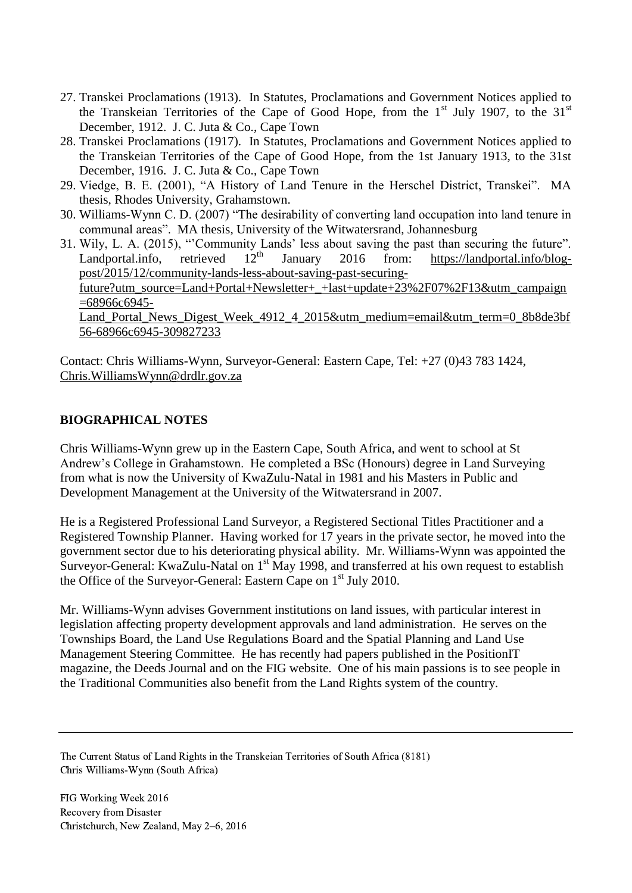27. Transkei Proclamations (1913). In Statutes, Proclamations and Government Notices applied to the Transkeian Territories of the Cape of Good Hope, from the 1st July 1907, to the 31st December, 1912. J. C. Juta & Co., Cape Town
28. Transkei Proclamations (1917). In Statutes, Proclamations and Government Notices applied to the Transkeian Territories of the Cape of Good Hope, from the 1st January 1913, to the 31st December, 1916. J. C. Juta & Co., Cape Town
29. Viedge, B. E. (2001), "A History of Land Tenure in the Herschel District, Transkei". MA thesis, Rhodes University, Grahamstown.
30. Williams-Wynn C. D. (2007) "The desirability of converting land occupation into land tenure in communal areas". MA thesis, University of the Witwatersrand, Johannesburg
31. Wily, L. A. (2015), "'Community Lands' less about saving the past than securing the future". Landportal.info, retrieved 12th January 2016 from: https://landportal.info/blog-post/2015/12/community-lands-less-about-saving-past-securing-future?utm_source=Land+Portal+Newsletter+_+last+update+23%2F07%2F13&utm_campaign=68966c6945-Land_Portal_News_Digest_Week_4912_4_2015&utm_medium=email&utm_term=0_8b8de3bf56-68966c6945-309827233

Contact: Chris Williams-Wynn, Surveyor-General: Eastern Cape, Tel: +27 (0)43 783 1424, Chris.WilliamsWynn@drdlr.gov.za

## BIOGRAPHICAL NOTES

Chris Williams-Wynn grew up in the Eastern Cape, South Africa, and went to school at St Andrew's College in Grahamstown. He completed a BSc (Honours) degree in Land Surveying from what is now the University of KwaZulu-Natal in 1981 and his Masters in Public and Development Management at the University of the Witwatersrand in 2007.

He is a Registered Professional Land Surveyor, a Registered Sectional Titles Practitioner and a Registered Township Planner. Having worked for 17 years in the private sector, he moved into the government sector due to his deteriorating physical ability. Mr. Williams-Wynn was appointed the Surveyor-General: KwaZulu-Natal on 1st May 1998, and transferred at his own request to establish the Office of the Surveyor-General: Eastern Cape on 1st July 2010.

Mr. Williams-Wynn advises Government institutions on land issues, with particular interest in legislation affecting property development approvals and land administration. He serves on the Townships Board, the Land Use Regulations Board and the Spatial Planning and Land Use Management Steering Committee. He has recently had papers published in the PositionIT magazine, the Deeds Journal and on the FIG website. One of his main passions is to see people in the Traditional Communities also benefit from the Land Rights system of the country.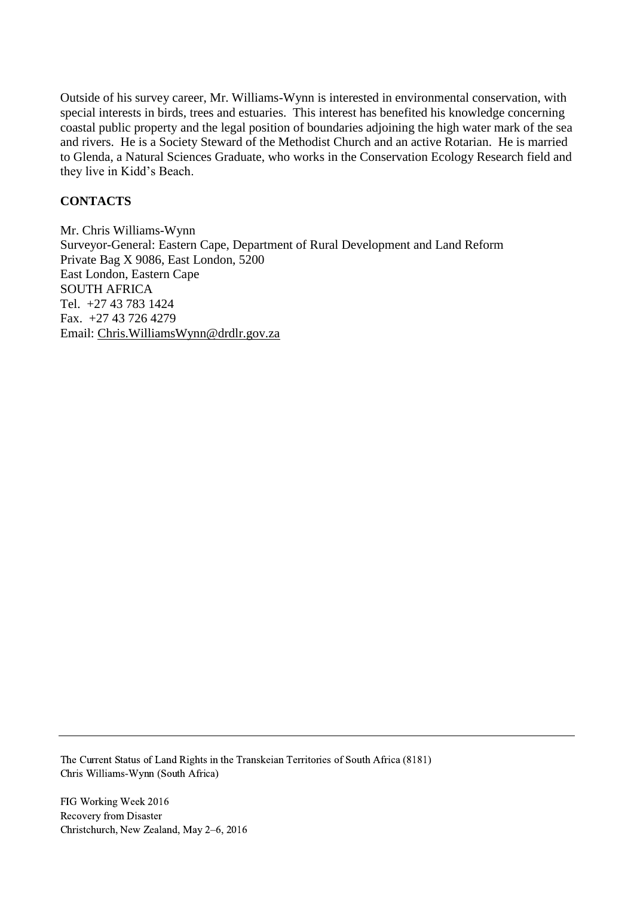Outside of his survey career, Mr. Williams-Wynn is interested in environmental conservation, with special interests in birds, trees and estuaries. This interest has benefited his knowledge concerning coastal public property and the legal position of boundaries adjoining the high water mark of the sea and rivers. He is a Society Steward of the Methodist Church and an active Rotarian. He is married to Glenda, a Natural Sciences Graduate, who works in the Conservation Ecology Research field and they live in Kidd's Beach.

## CONTACTS

Mr. Chris Williams-Wynn
Surveyor-General: Eastern Cape, Department of Rural Development and Land Reform
Private Bag X 9086, East London, 5200
East London, Eastern Cape
SOUTH AFRICA
Tel. +27 43 783 1424
Fax. +27 43 726 4279
Email: Chris.WilliamsWynn@drdlr.gov.za